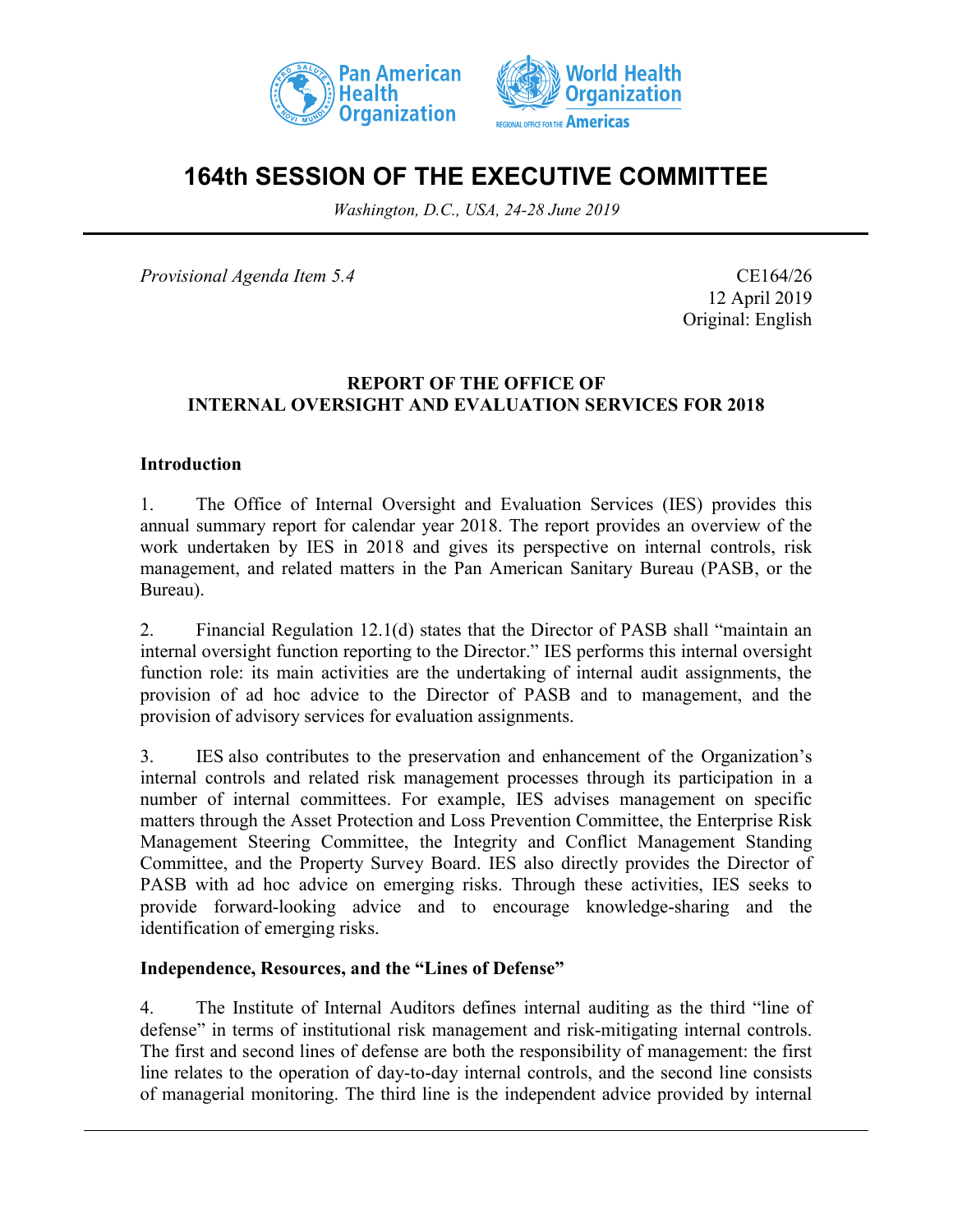# 164th SESSION OF THE EXECUTIVE COMMITTEE

*Washington, D.C., USA, 24-28 June 2019*

*Provisional Agenda Item 5.4*

CE164/26
12 April 2019
Original: English

## REPORT OF THE OFFICE OF INTERNAL OVERSIGHT AND EVALUATION SERVICES FOR 2018

### Introduction

1. The Office of Internal Oversight and Evaluation Services (IES) provides this annual summary report for calendar year 2018. The report provides an overview of the work undertaken by IES in 2018 and gives its perspective on internal controls, risk management, and related matters in the Pan American Sanitary Bureau (PASB, or the Bureau).

2. Financial Regulation 12.1(d) states that the Director of PASB shall "maintain an internal oversight function reporting to the Director." IES performs this internal oversight function role: its main activities are the undertaking of internal audit assignments, the provision of ad hoc advice to the Director of PASB and to management, and the provision of advisory services for evaluation assignments.

3. IES also contributes to the preservation and enhancement of the Organization's internal controls and related risk management processes through its participation in a number of internal committees. For example, IES advises management on specific matters through the Asset Protection and Loss Prevention Committee, the Enterprise Risk Management Steering Committee, the Integrity and Conflict Management Standing Committee, and the Property Survey Board. IES also directly provides the Director of PASB with ad hoc advice on emerging risks. Through these activities, IES seeks to provide forward-looking advice and to encourage knowledge-sharing and the identification of emerging risks.

### Independence, Resources, and the "Lines of Defense"

4. The Institute of Internal Auditors defines internal auditing as the third "line of defense" in terms of institutional risk management and risk-mitigating internal controls. The first and second lines of defense are both the responsibility of management: the first line relates to the operation of day-to-day internal controls, and the second line consists of managerial monitoring. The third line is the independent advice provided by internal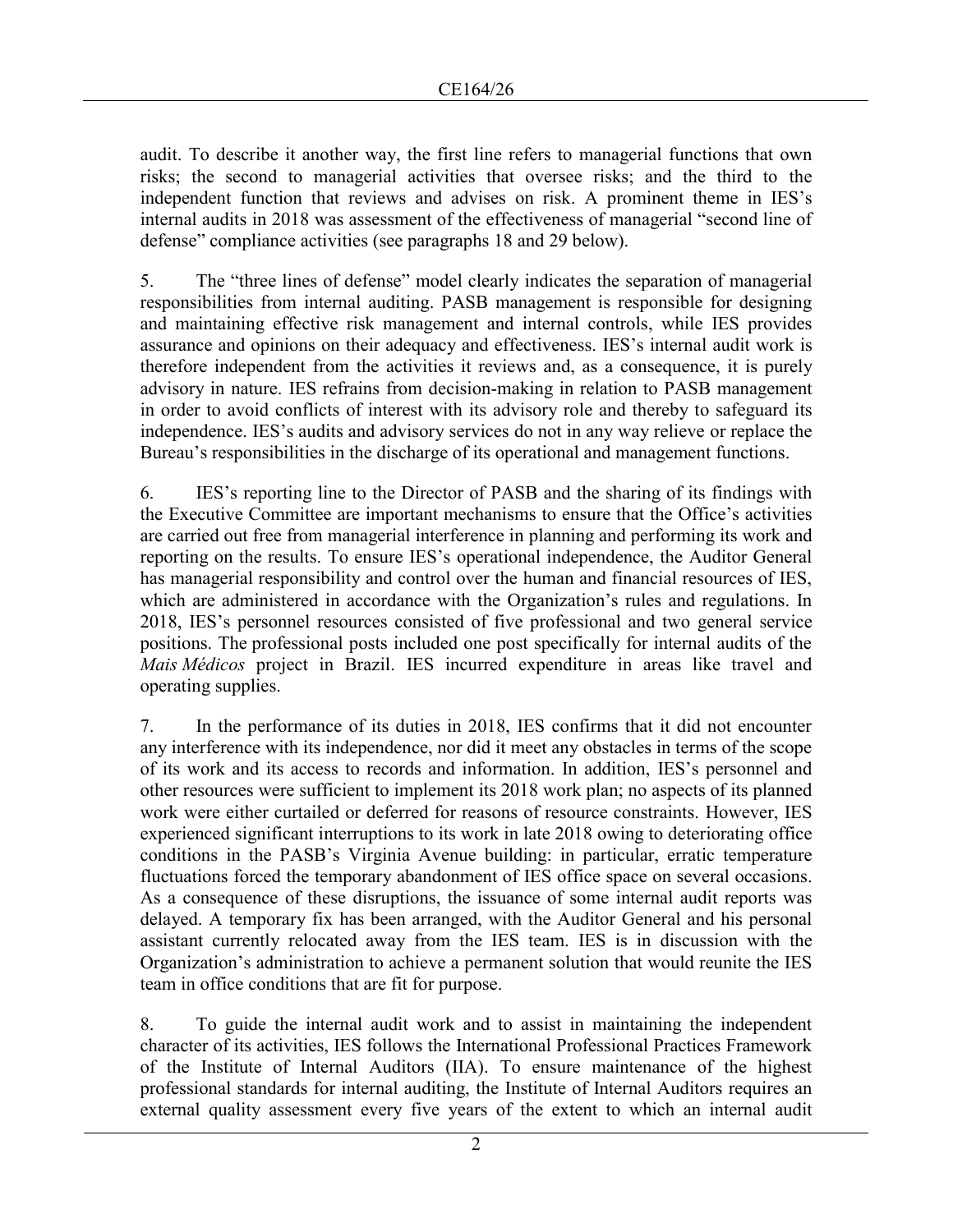audit. To describe it another way, the first line refers to managerial functions that own risks; the second to managerial activities that oversee risks; and the third to the independent function that reviews and advises on risk. A prominent theme in IES's internal audits in 2018 was assessment of the effectiveness of managerial "second line of defense" compliance activities (see paragraphs 18 and 29 below).

5. The "three lines of defense" model clearly indicates the separation of managerial responsibilities from internal auditing. PASB management is responsible for designing and maintaining effective risk management and internal controls, while IES provides assurance and opinions on their adequacy and effectiveness. IES's internal audit work is therefore independent from the activities it reviews and, as a consequence, it is purely advisory in nature. IES refrains from decision-making in relation to PASB management in order to avoid conflicts of interest with its advisory role and thereby to safeguard its independence. IES's audits and advisory services do not in any way relieve or replace the Bureau's responsibilities in the discharge of its operational and management functions.

6. IES's reporting line to the Director of PASB and the sharing of its findings with the Executive Committee are important mechanisms to ensure that the Office's activities are carried out free from managerial interference in planning and performing its work and reporting on the results. To ensure IES's operational independence, the Auditor General has managerial responsibility and control over the human and financial resources of IES, which are administered in accordance with the Organization's rules and regulations. In 2018, IES's personnel resources consisted of five professional and two general service positions. The professional posts included one post specifically for internal audits of the *Mais Médicos* project in Brazil. IES incurred expenditure in areas like travel and operating supplies.

7. In the performance of its duties in 2018, IES confirms that it did not encounter any interference with its independence, nor did it meet any obstacles in terms of the scope of its work and its access to records and information. In addition, IES's personnel and other resources were sufficient to implement its 2018 work plan; no aspects of its planned work were either curtailed or deferred for reasons of resource constraints. However, IES experienced significant interruptions to its work in late 2018 owing to deteriorating office conditions in the PASB's Virginia Avenue building: in particular, erratic temperature fluctuations forced the temporary abandonment of IES office space on several occasions. As a consequence of these disruptions, the issuance of some internal audit reports was delayed. A temporary fix has been arranged, with the Auditor General and his personal assistant currently relocated away from the IES team. IES is in discussion with the Organization's administration to achieve a permanent solution that would reunite the IES team in office conditions that are fit for purpose.

8. To guide the internal audit work and to assist in maintaining the independent character of its activities, IES follows the International Professional Practices Framework of the Institute of Internal Auditors (IIA). To ensure maintenance of the highest professional standards for internal auditing, the Institute of Internal Auditors requires an external quality assessment every five years of the extent to which an internal audit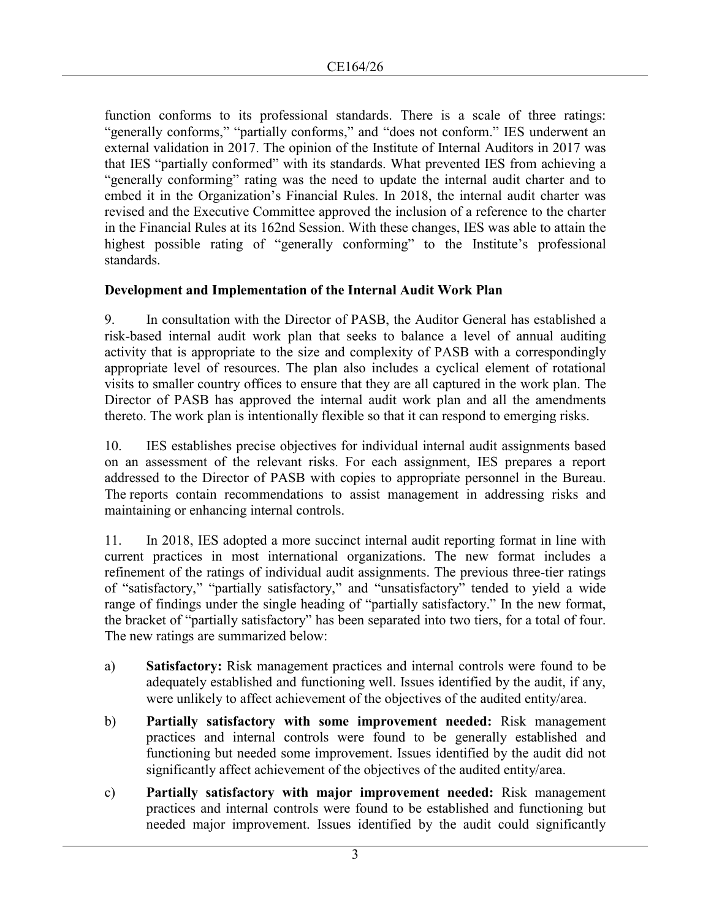function conforms to its professional standards. There is a scale of three ratings: "generally conforms," "partially conforms," and "does not conform." IES underwent an external validation in 2017. The opinion of the Institute of Internal Auditors in 2017 was that IES "partially conformed" with its standards. What prevented IES from achieving a "generally conforming" rating was the need to update the internal audit charter and to embed it in the Organization's Financial Rules. In 2018, the internal audit charter was revised and the Executive Committee approved the inclusion of a reference to the charter in the Financial Rules at its 162nd Session. With these changes, IES was able to attain the highest possible rating of "generally conforming" to the Institute's professional standards.

**Development and Implementation of the Internal Audit Work Plan**

9. In consultation with the Director of PASB, the Auditor General has established a risk-based internal audit work plan that seeks to balance a level of annual auditing activity that is appropriate to the size and complexity of PASB with a correspondingly appropriate level of resources. The plan also includes a cyclical element of rotational visits to smaller country offices to ensure that they are all captured in the work plan. The Director of PASB has approved the internal audit work plan and all the amendments thereto. The work plan is intentionally flexible so that it can respond to emerging risks.

10. IES establishes precise objectives for individual internal audit assignments based on an assessment of the relevant risks. For each assignment, IES prepares a report addressed to the Director of PASB with copies to appropriate personnel in the Bureau. The reports contain recommendations to assist management in addressing risks and maintaining or enhancing internal controls.

11. In 2018, IES adopted a more succinct internal audit reporting format in line with current practices in most international organizations. The new format includes a refinement of the ratings of individual audit assignments. The previous three-tier ratings of "satisfactory," "partially satisfactory," and "unsatisfactory" tended to yield a wide range of findings under the single heading of "partially satisfactory." In the new format, the bracket of "partially satisfactory" has been separated into two tiers, for a total of four. The new ratings are summarized below:

a) **Satisfactory:** Risk management practices and internal controls were found to be adequately established and functioning well. Issues identified by the audit, if any, were unlikely to affect achievement of the objectives of the audited entity/area.

b) **Partially satisfactory with some improvement needed:** Risk management practices and internal controls were found to be generally established and functioning but needed some improvement. Issues identified by the audit did not significantly affect achievement of the objectives of the audited entity/area.

c) **Partially satisfactory with major improvement needed:** Risk management practices and internal controls were found to be established and functioning but needed major improvement. Issues identified by the audit could significantly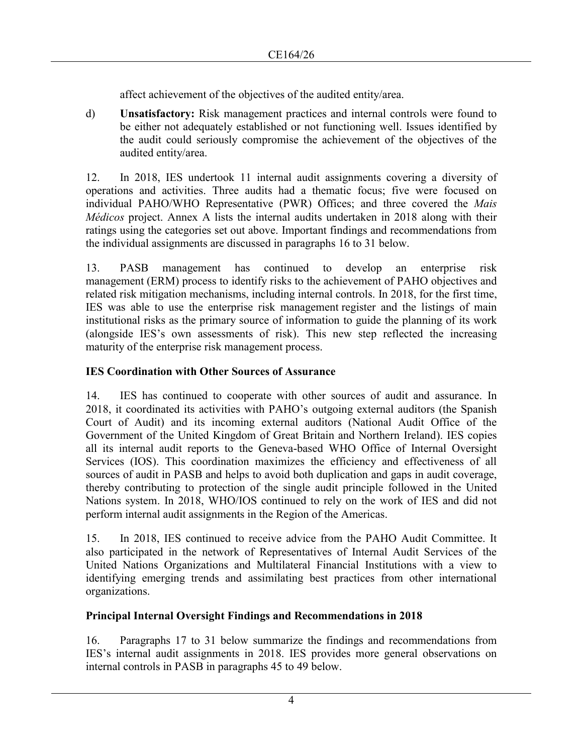affect achievement of the objectives of the audited entity/area.

d) **Unsatisfactory:** Risk management practices and internal controls were found to be either not adequately established or not functioning well. Issues identified by the audit could seriously compromise the achievement of the objectives of the audited entity/area.

12. In 2018, IES undertook 11 internal audit assignments covering a diversity of operations and activities. Three audits had a thematic focus; five were focused on individual PAHO/WHO Representative (PWR) Offices; and three covered the *Mais Médicos* project. Annex A lists the internal audits undertaken in 2018 along with their ratings using the categories set out above. Important findings and recommendations from the individual assignments are discussed in paragraphs 16 to 31 below.

13. PASB management has continued to develop an enterprise risk management (ERM) process to identify risks to the achievement of PAHO objectives and related risk mitigation mechanisms, including internal controls. In 2018, for the first time, IES was able to use the enterprise risk management register and the listings of main institutional risks as the primary source of information to guide the planning of its work (alongside IES's own assessments of risk). This new step reflected the increasing maturity of the enterprise risk management process.

## IES Coordination with Other Sources of Assurance

14. IES has continued to cooperate with other sources of audit and assurance. In 2018, it coordinated its activities with PAHO's outgoing external auditors (the Spanish Court of Audit) and its incoming external auditors (National Audit Office of the Government of the United Kingdom of Great Britain and Northern Ireland). IES copies all its internal audit reports to the Geneva-based WHO Office of Internal Oversight Services (IOS). This coordination maximizes the efficiency and effectiveness of all sources of audit in PASB and helps to avoid both duplication and gaps in audit coverage, thereby contributing to protection of the single audit principle followed in the United Nations system. In 2018, WHO/IOS continued to rely on the work of IES and did not perform internal audit assignments in the Region of the Americas.

15. In 2018, IES continued to receive advice from the PAHO Audit Committee. It also participated in the network of Representatives of Internal Audit Services of the United Nations Organizations and Multilateral Financial Institutions with a view to identifying emerging trends and assimilating best practices from other international organizations.

## Principal Internal Oversight Findings and Recommendations in 2018

16. Paragraphs 17 to 31 below summarize the findings and recommendations from IES's internal audit assignments in 2018. IES provides more general observations on internal controls in PASB in paragraphs 45 to 49 below.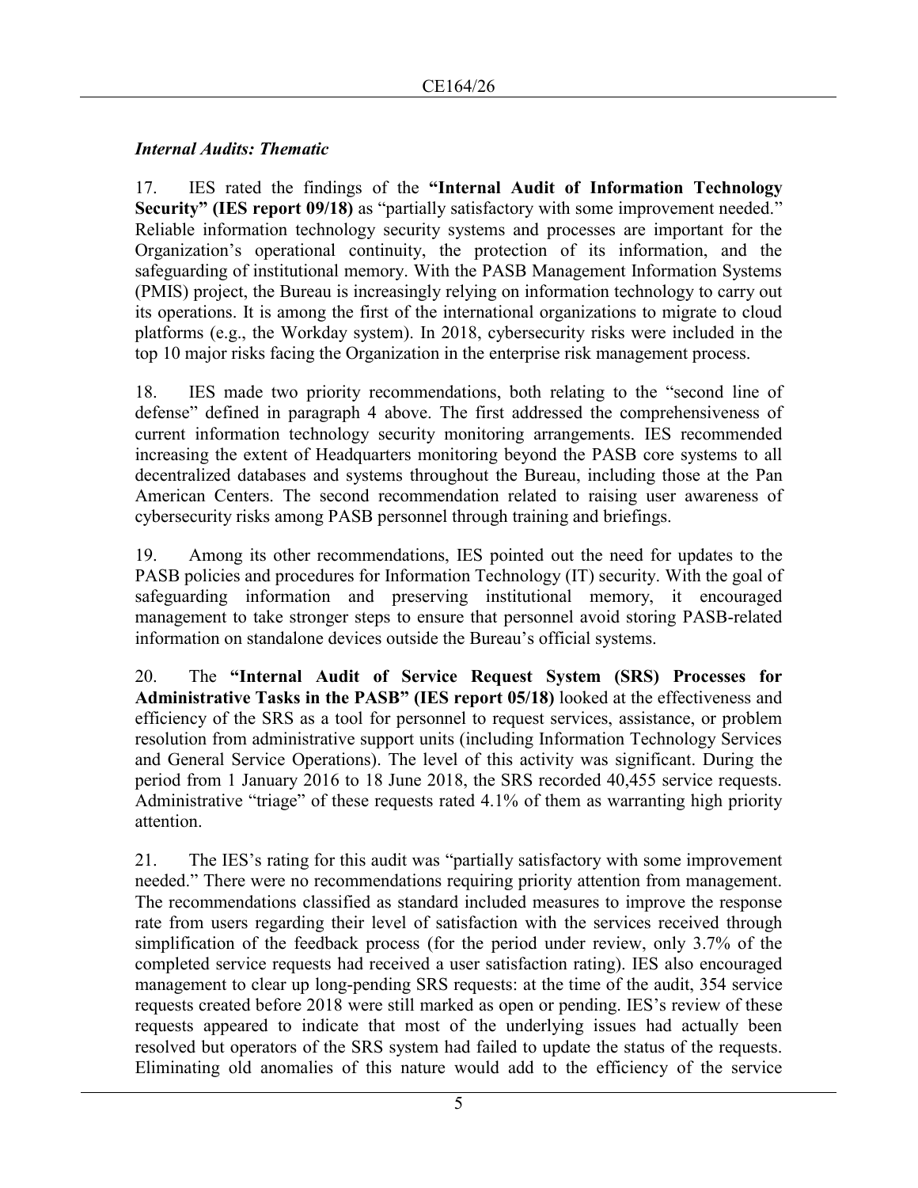### *Internal Audits: Thematic*

17. IES rated the findings of the **"Internal Audit of Information Technology Security" (IES report 09/18)** as "partially satisfactory with some improvement needed." Reliable information technology security systems and processes are important for the Organization's operational continuity, the protection of its information, and the safeguarding of institutional memory. With the PASB Management Information Systems (PMIS) project, the Bureau is increasingly relying on information technology to carry out its operations. It is among the first of the international organizations to migrate to cloud platforms (e.g., the Workday system). In 2018, cybersecurity risks were included in the top 10 major risks facing the Organization in the enterprise risk management process.

18. IES made two priority recommendations, both relating to the "second line of defense" defined in paragraph 4 above. The first addressed the comprehensiveness of current information technology security monitoring arrangements. IES recommended increasing the extent of Headquarters monitoring beyond the PASB core systems to all decentralized databases and systems throughout the Bureau, including those at the Pan American Centers. The second recommendation related to raising user awareness of cybersecurity risks among PASB personnel through training and briefings.

19. Among its other recommendations, IES pointed out the need for updates to the PASB policies and procedures for Information Technology (IT) security. With the goal of safeguarding information and preserving institutional memory, it encouraged management to take stronger steps to ensure that personnel avoid storing PASB-related information on standalone devices outside the Bureau's official systems.

20. The **"Internal Audit of Service Request System (SRS) Processes for Administrative Tasks in the PASB" (IES report 05/18)** looked at the effectiveness and efficiency of the SRS as a tool for personnel to request services, assistance, or problem resolution from administrative support units (including Information Technology Services and General Service Operations). The level of this activity was significant. During the period from 1 January 2016 to 18 June 2018, the SRS recorded 40,455 service requests. Administrative "triage" of these requests rated 4.1% of them as warranting high priority attention.

21. The IES's rating for this audit was "partially satisfactory with some improvement needed." There were no recommendations requiring priority attention from management. The recommendations classified as standard included measures to improve the response rate from users regarding their level of satisfaction with the services received through simplification of the feedback process (for the period under review, only 3.7% of the completed service requests had received a user satisfaction rating). IES also encouraged management to clear up long-pending SRS requests: at the time of the audit, 354 service requests created before 2018 were still marked as open or pending. IES's review of these requests appeared to indicate that most of the underlying issues had actually been resolved but operators of the SRS system had failed to update the status of the requests. Eliminating old anomalies of this nature would add to the efficiency of the service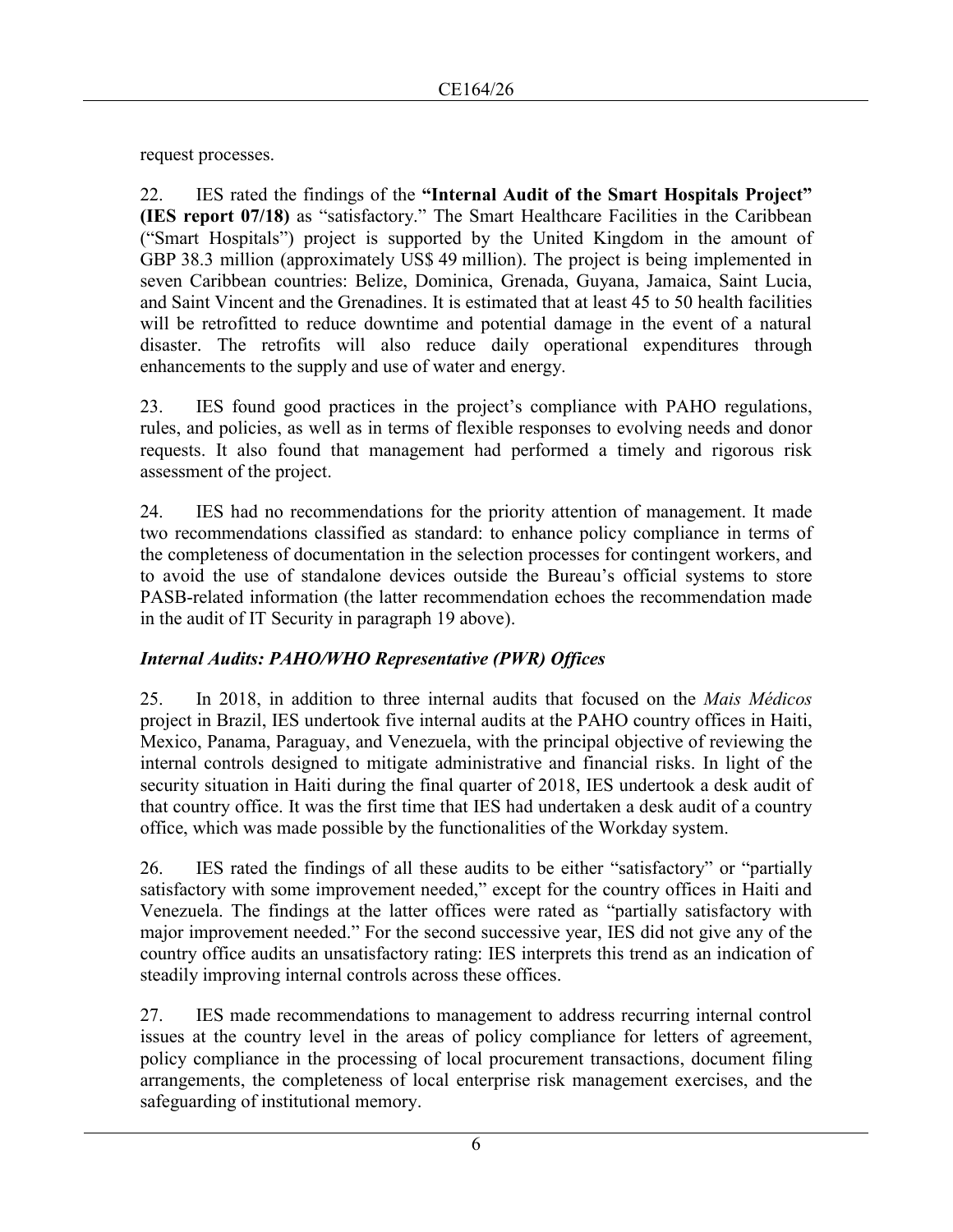request processes.

22. IES rated the findings of the **"Internal Audit of the Smart Hospitals Project" (IES report 07/18)** as "satisfactory." The Smart Healthcare Facilities in the Caribbean ("Smart Hospitals") project is supported by the United Kingdom in the amount of GBP 38.3 million (approximately US$ 49 million). The project is being implemented in seven Caribbean countries: Belize, Dominica, Grenada, Guyana, Jamaica, Saint Lucia, and Saint Vincent and the Grenadines. It is estimated that at least 45 to 50 health facilities will be retrofitted to reduce downtime and potential damage in the event of a natural disaster. The retrofits will also reduce daily operational expenditures through enhancements to the supply and use of water and energy.

23. IES found good practices in the project's compliance with PAHO regulations, rules, and policies, as well as in terms of flexible responses to evolving needs and donor requests. It also found that management had performed a timely and rigorous risk assessment of the project.

24. IES had no recommendations for the priority attention of management. It made two recommendations classified as standard: to enhance policy compliance in terms of the completeness of documentation in the selection processes for contingent workers, and to avoid the use of standalone devices outside the Bureau's official systems to store PASB-related information (the latter recommendation echoes the recommendation made in the audit of IT Security in paragraph 19 above).

### *Internal Audits: PAHO/WHO Representative (PWR) Offices*

25. In 2018, in addition to three internal audits that focused on the *Mais Médicos* project in Brazil, IES undertook five internal audits at the PAHO country offices in Haiti, Mexico, Panama, Paraguay, and Venezuela, with the principal objective of reviewing the internal controls designed to mitigate administrative and financial risks. In light of the security situation in Haiti during the final quarter of 2018, IES undertook a desk audit of that country office. It was the first time that IES had undertaken a desk audit of a country office, which was made possible by the functionalities of the Workday system.

26. IES rated the findings of all these audits to be either "satisfactory" or "partially satisfactory with some improvement needed," except for the country offices in Haiti and Venezuela. The findings at the latter offices were rated as "partially satisfactory with major improvement needed." For the second successive year, IES did not give any of the country office audits an unsatisfactory rating: IES interprets this trend as an indication of steadily improving internal controls across these offices.

27. IES made recommendations to management to address recurring internal control issues at the country level in the areas of policy compliance for letters of agreement, policy compliance in the processing of local procurement transactions, document filing arrangements, the completeness of local enterprise risk management exercises, and the safeguarding of institutional memory.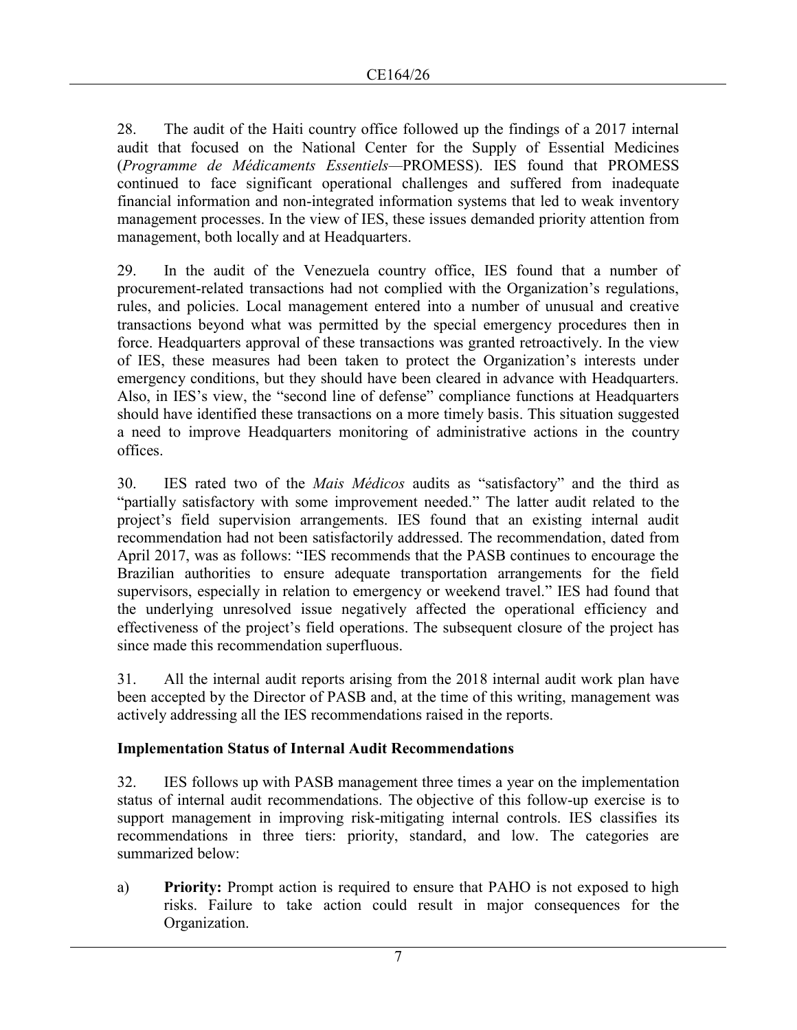28. The audit of the Haiti country office followed up the findings of a 2017 internal audit that focused on the National Center for the Supply of Essential Medicines (*Programme de Médicaments Essentiels*—PROMESS). IES found that PROMESS continued to face significant operational challenges and suffered from inadequate financial information and non-integrated information systems that led to weak inventory management processes. In the view of IES, these issues demanded priority attention from management, both locally and at Headquarters.

29. In the audit of the Venezuela country office, IES found that a number of procurement-related transactions had not complied with the Organization's regulations, rules, and policies. Local management entered into a number of unusual and creative transactions beyond what was permitted by the special emergency procedures then in force. Headquarters approval of these transactions was granted retroactively. In the view of IES, these measures had been taken to protect the Organization's interests under emergency conditions, but they should have been cleared in advance with Headquarters. Also, in IES's view, the "second line of defense" compliance functions at Headquarters should have identified these transactions on a more timely basis. This situation suggested a need to improve Headquarters monitoring of administrative actions in the country offices.

30. IES rated two of the *Mais Médicos* audits as "satisfactory" and the third as "partially satisfactory with some improvement needed." The latter audit related to the project's field supervision arrangements. IES found that an existing internal audit recommendation had not been satisfactorily addressed. The recommendation, dated from April 2017, was as follows: "IES recommends that the PASB continues to encourage the Brazilian authorities to ensure adequate transportation arrangements for the field supervisors, especially in relation to emergency or weekend travel." IES had found that the underlying unresolved issue negatively affected the operational efficiency and effectiveness of the project's field operations. The subsequent closure of the project has since made this recommendation superfluous.

31. All the internal audit reports arising from the 2018 internal audit work plan have been accepted by the Director of PASB and, at the time of this writing, management was actively addressing all the IES recommendations raised in the reports.

**Implementation Status of Internal Audit Recommendations**

32. IES follows up with PASB management three times a year on the implementation status of internal audit recommendations. The objective of this follow-up exercise is to support management in improving risk-mitigating internal controls. IES classifies its recommendations in three tiers: priority, standard, and low. The categories are summarized below:

a) **Priority:** Prompt action is required to ensure that PAHO is not exposed to high risks. Failure to take action could result in major consequences for the Organization.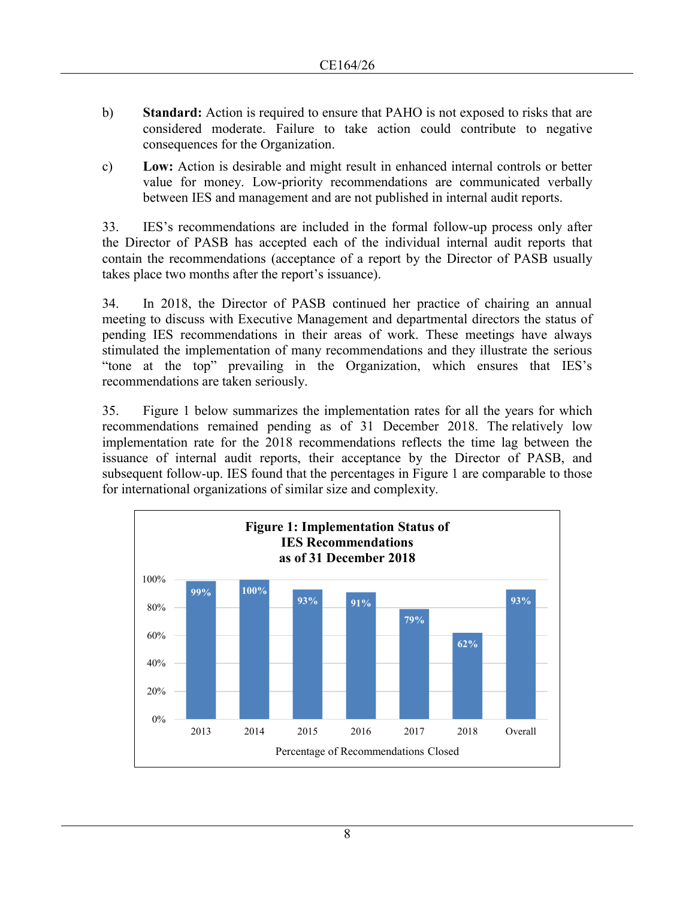b) **Standard:** Action is required to ensure that PAHO is not exposed to risks that are considered moderate. Failure to take action could contribute to negative consequences for the Organization.

c) **Low:** Action is desirable and might result in enhanced internal controls or better value for money. Low-priority recommendations are communicated verbally between IES and management and are not published in internal audit reports.

33. IES's recommendations are included in the formal follow-up process only after the Director of PASB has accepted each of the individual internal audit reports that contain the recommendations (acceptance of a report by the Director of PASB usually takes place two months after the report's issuance).

34. In 2018, the Director of PASB continued her practice of chairing an annual meeting to discuss with Executive Management and departmental directors the status of pending IES recommendations in their areas of work. These meetings have always stimulated the implementation of many recommendations and they illustrate the serious "tone at the top" prevailing in the Organization, which ensures that IES's recommendations are taken seriously.

35. Figure 1 below summarizes the implementation rates for all the years for which recommendations remained pending as of 31 December 2018. The relatively low implementation rate for the 2018 recommendations reflects the time lag between the issuance of internal audit reports, their acceptance by the Director of PASB, and subsequent follow-up. IES found that the percentages in Figure 1 are comparable to those for international organizations of similar size and complexity.

**Figure 1: Implementation Status of IES Recommendations as of 31 December 2018**

| 2013 | 2014 | 2015 | 2016 | 2017 | 2018 | Overall |
|---|---|---|---|---|---|---|
| 99% | 100% | 93% | 91% | 79% | 62% | 93% |

Percentage of Recommendations Closed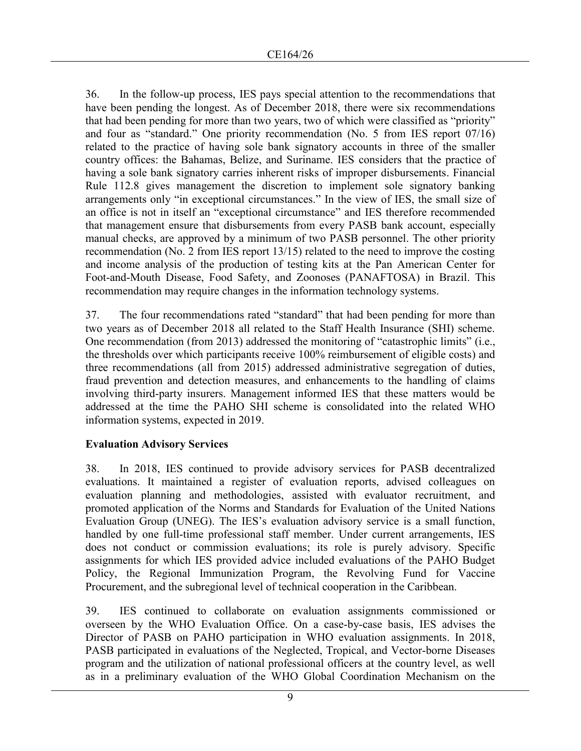36. In the follow-up process, IES pays special attention to the recommendations that have been pending the longest. As of December 2018, there were six recommendations that had been pending for more than two years, two of which were classified as "priority" and four as "standard." One priority recommendation (No. 5 from IES report 07/16) related to the practice of having sole bank signatory accounts in three of the smaller country offices: the Bahamas, Belize, and Suriname. IES considers that the practice of having a sole bank signatory carries inherent risks of improper disbursements. Financial Rule 112.8 gives management the discretion to implement sole signatory banking arrangements only "in exceptional circumstances." In the view of IES, the small size of an office is not in itself an "exceptional circumstance" and IES therefore recommended that management ensure that disbursements from every PASB bank account, especially manual checks, are approved by a minimum of two PASB personnel. The other priority recommendation (No. 2 from IES report 13/15) related to the need to improve the costing and income analysis of the production of testing kits at the Pan American Center for Foot-and-Mouth Disease, Food Safety, and Zoonoses (PANAFTOSA) in Brazil. This recommendation may require changes in the information technology systems.

37. The four recommendations rated "standard" that had been pending for more than two years as of December 2018 all related to the Staff Health Insurance (SHI) scheme. One recommendation (from 2013) addressed the monitoring of "catastrophic limits" (i.e., the thresholds over which participants receive 100% reimbursement of eligible costs) and three recommendations (all from 2015) addressed administrative segregation of duties, fraud prevention and detection measures, and enhancements to the handling of claims involving third-party insurers. Management informed IES that these matters would be addressed at the time the PAHO SHI scheme is consolidated into the related WHO information systems, expected in 2019.

**Evaluation Advisory Services**

38. In 2018, IES continued to provide advisory services for PASB decentralized evaluations. It maintained a register of evaluation reports, advised colleagues on evaluation planning and methodologies, assisted with evaluator recruitment, and promoted application of the Norms and Standards for Evaluation of the United Nations Evaluation Group (UNEG). The IES's evaluation advisory service is a small function, handled by one full-time professional staff member. Under current arrangements, IES does not conduct or commission evaluations; its role is purely advisory. Specific assignments for which IES provided advice included evaluations of the PAHO Budget Policy, the Regional Immunization Program, the Revolving Fund for Vaccine Procurement, and the subregional level of technical cooperation in the Caribbean.

39. IES continued to collaborate on evaluation assignments commissioned or overseen by the WHO Evaluation Office. On a case-by-case basis, IES advises the Director of PASB on PAHO participation in WHO evaluation assignments. In 2018, PASB participated in evaluations of the Neglected, Tropical, and Vector-borne Diseases program and the utilization of national professional officers at the country level, as well as in a preliminary evaluation of the WHO Global Coordination Mechanism on the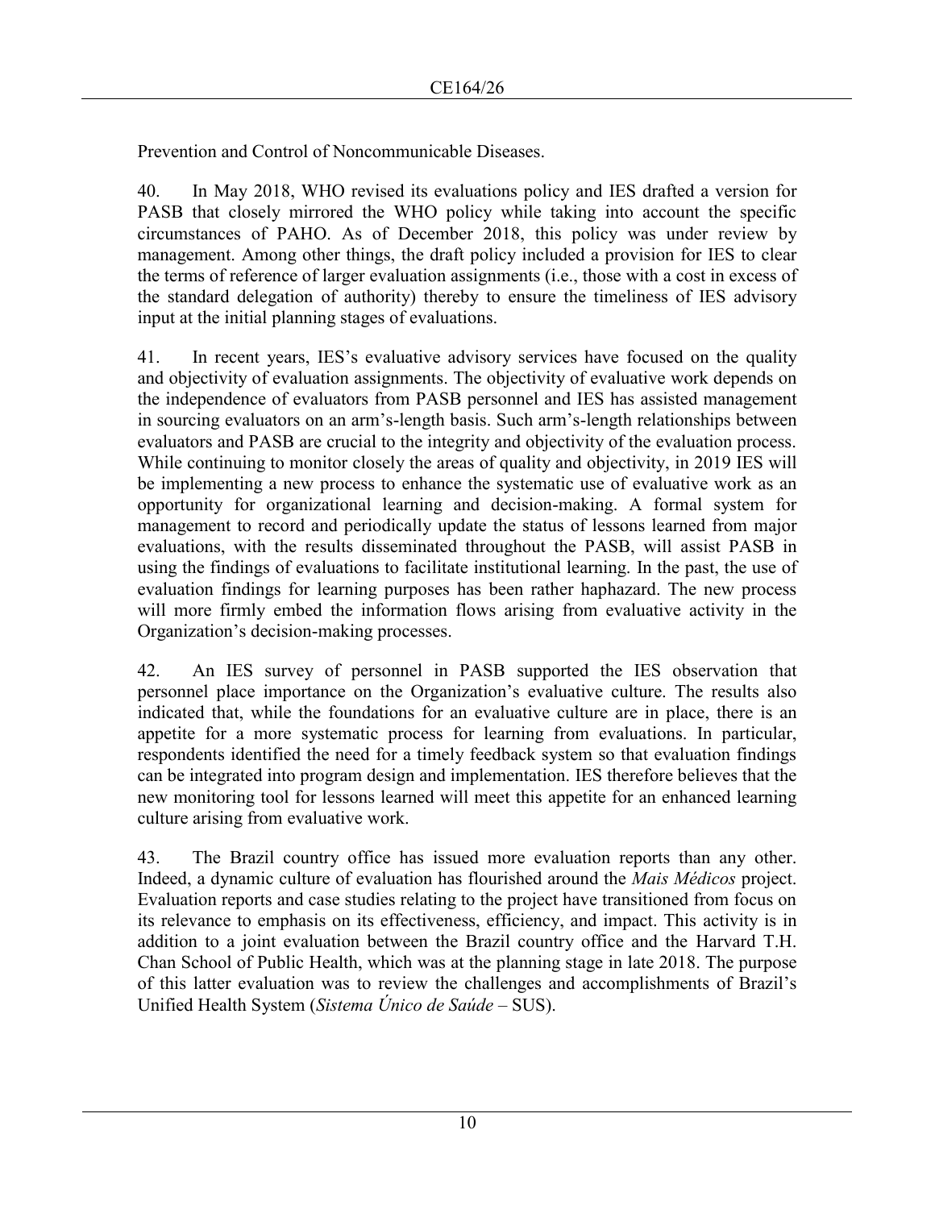Prevention and Control of Noncommunicable Diseases.

40. In May 2018, WHO revised its evaluations policy and IES drafted a version for PASB that closely mirrored the WHO policy while taking into account the specific circumstances of PAHO. As of December 2018, this policy was under review by management. Among other things, the draft policy included a provision for IES to clear the terms of reference of larger evaluation assignments (i.e., those with a cost in excess of the standard delegation of authority) thereby to ensure the timeliness of IES advisory input at the initial planning stages of evaluations.

41. In recent years, IES's evaluative advisory services have focused on the quality and objectivity of evaluation assignments. The objectivity of evaluative work depends on the independence of evaluators from PASB personnel and IES has assisted management in sourcing evaluators on an arm's-length basis. Such arm's-length relationships between evaluators and PASB are crucial to the integrity and objectivity of the evaluation process. While continuing to monitor closely the areas of quality and objectivity, in 2019 IES will be implementing a new process to enhance the systematic use of evaluative work as an opportunity for organizational learning and decision-making. A formal system for management to record and periodically update the status of lessons learned from major evaluations, with the results disseminated throughout the PASB, will assist PASB in using the findings of evaluations to facilitate institutional learning. In the past, the use of evaluation findings for learning purposes has been rather haphazard. The new process will more firmly embed the information flows arising from evaluative activity in the Organization's decision-making processes.

42. An IES survey of personnel in PASB supported the IES observation that personnel place importance on the Organization's evaluative culture. The results also indicated that, while the foundations for an evaluative culture are in place, there is an appetite for a more systematic process for learning from evaluations. In particular, respondents identified the need for a timely feedback system so that evaluation findings can be integrated into program design and implementation. IES therefore believes that the new monitoring tool for lessons learned will meet this appetite for an enhanced learning culture arising from evaluative work.

43. The Brazil country office has issued more evaluation reports than any other. Indeed, a dynamic culture of evaluation has flourished around the *Mais Médicos* project. Evaluation reports and case studies relating to the project have transitioned from focus on its relevance to emphasis on its effectiveness, efficiency, and impact. This activity is in addition to a joint evaluation between the Brazil country office and the Harvard T.H. Chan School of Public Health, which was at the planning stage in late 2018. The purpose of this latter evaluation was to review the challenges and accomplishments of Brazil's Unified Health System (*Sistema Único de Saúde* – SUS).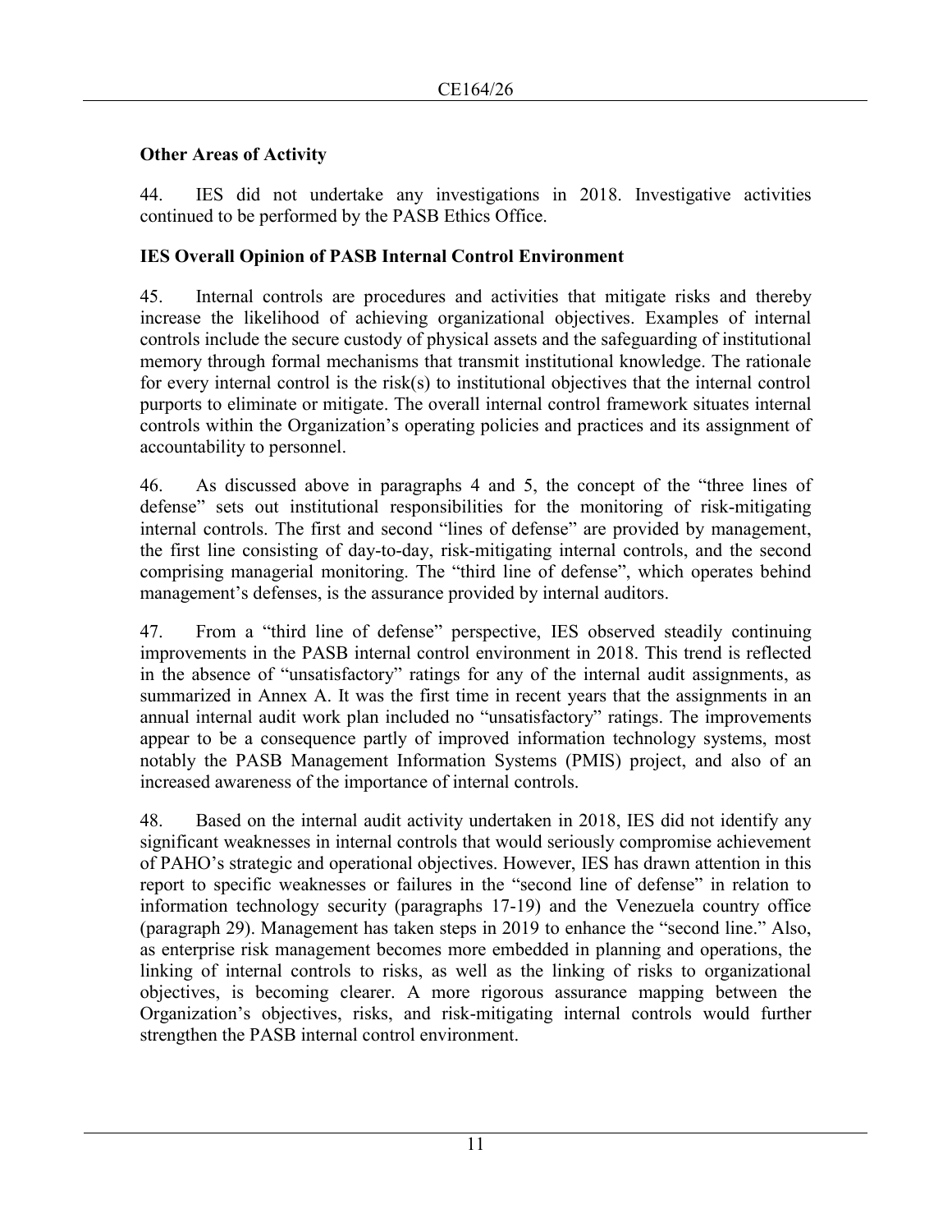### Other Areas of Activity

44. IES did not undertake any investigations in 2018. Investigative activities continued to be performed by the PASB Ethics Office.

### IES Overall Opinion of PASB Internal Control Environment

45. Internal controls are procedures and activities that mitigate risks and thereby increase the likelihood of achieving organizational objectives. Examples of internal controls include the secure custody of physical assets and the safeguarding of institutional memory through formal mechanisms that transmit institutional knowledge. The rationale for every internal control is the risk(s) to institutional objectives that the internal control purports to eliminate or mitigate. The overall internal control framework situates internal controls within the Organization's operating policies and practices and its assignment of accountability to personnel.

46. As discussed above in paragraphs 4 and 5, the concept of the "three lines of defense" sets out institutional responsibilities for the monitoring of risk-mitigating internal controls. The first and second "lines of defense" are provided by management, the first line consisting of day-to-day, risk-mitigating internal controls, and the second comprising managerial monitoring. The "third line of defense", which operates behind management's defenses, is the assurance provided by internal auditors.

47. From a "third line of defense" perspective, IES observed steadily continuing improvements in the PASB internal control environment in 2018. This trend is reflected in the absence of "unsatisfactory" ratings for any of the internal audit assignments, as summarized in Annex A. It was the first time in recent years that the assignments in an annual internal audit work plan included no "unsatisfactory" ratings. The improvements appear to be a consequence partly of improved information technology systems, most notably the PASB Management Information Systems (PMIS) project, and also of an increased awareness of the importance of internal controls.

48. Based on the internal audit activity undertaken in 2018, IES did not identify any significant weaknesses in internal controls that would seriously compromise achievement of PAHO's strategic and operational objectives. However, IES has drawn attention in this report to specific weaknesses or failures in the "second line of defense" in relation to information technology security (paragraphs 17-19) and the Venezuela country office (paragraph 29). Management has taken steps in 2019 to enhance the "second line." Also, as enterprise risk management becomes more embedded in planning and operations, the linking of internal controls to risks, as well as the linking of risks to organizational objectives, is becoming clearer. A more rigorous assurance mapping between the Organization's objectives, risks, and risk-mitigating internal controls would further strengthen the PASB internal control environment.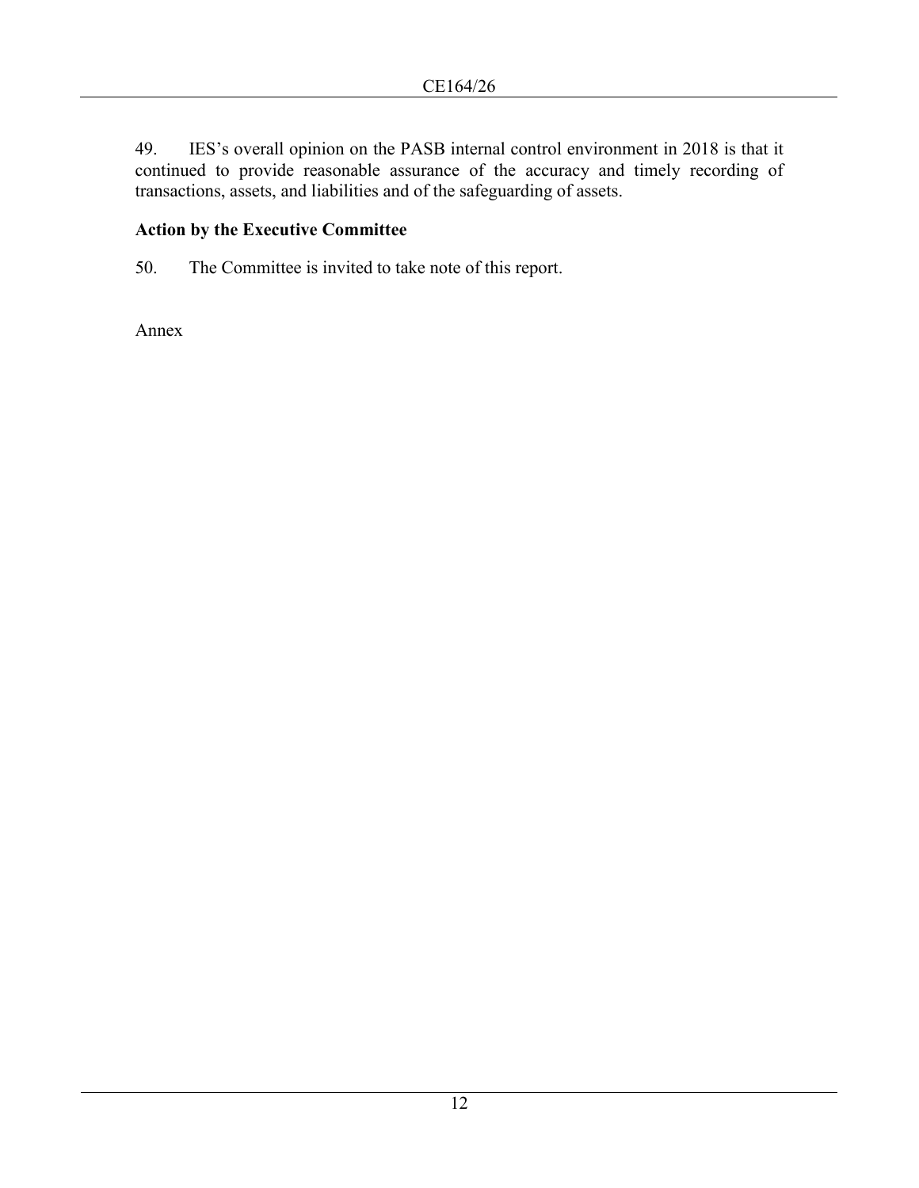49. IES's overall opinion on the PASB internal control environment in 2018 is that it continued to provide reasonable assurance of the accuracy and timely recording of transactions, assets, and liabilities and of the safeguarding of assets.

**Action by the Executive Committee**

50. The Committee is invited to take note of this report.

Annex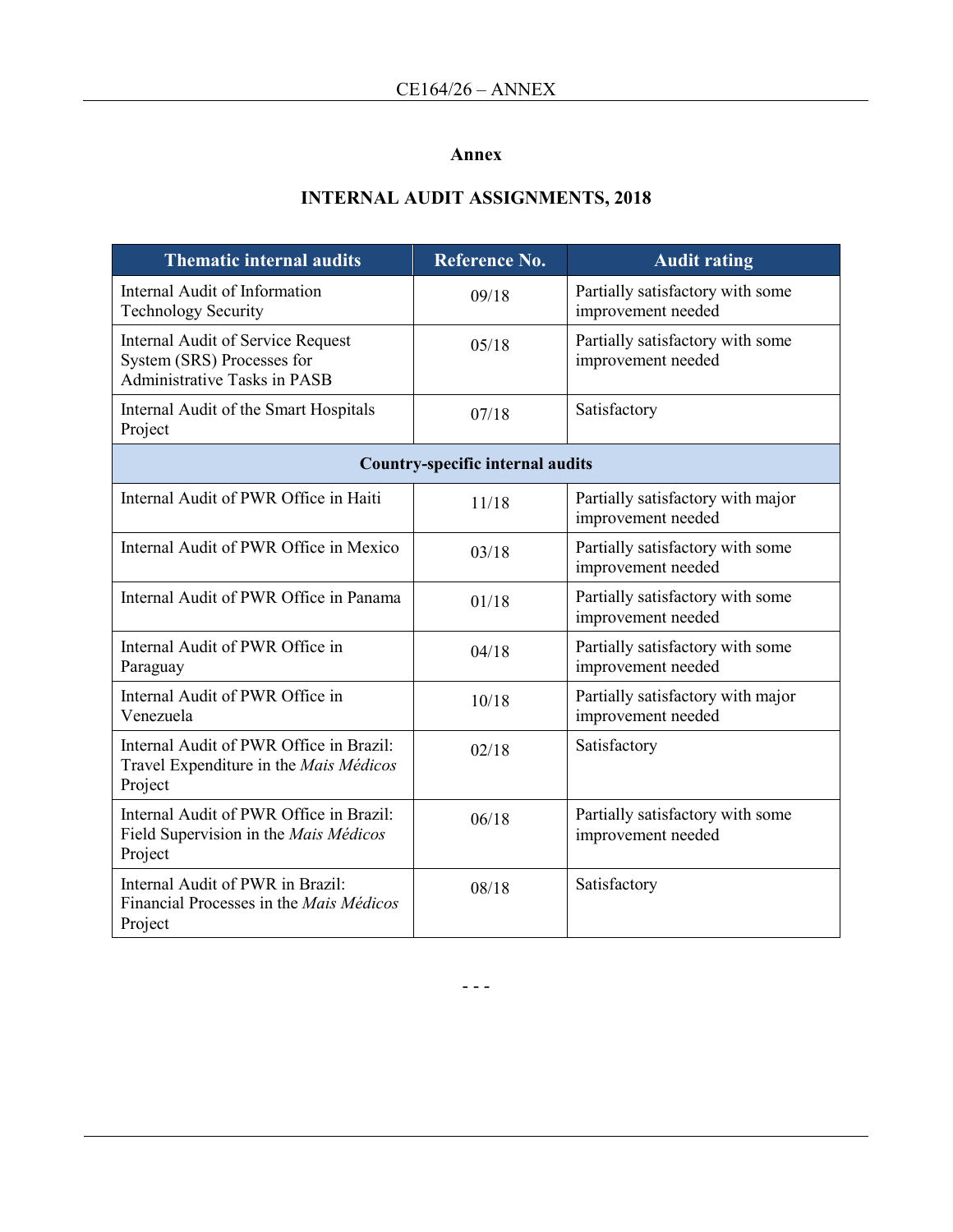## Annex

## INTERNAL AUDIT ASSIGNMENTS, 2018

| Thematic internal audits | Reference No. | Audit rating |
|---|---|---|
| Internal Audit of Information Technology Security | 09/18 | Partially satisfactory with some improvement needed |
| Internal Audit of Service Request System (SRS) Processes for Administrative Tasks in PASB | 05/18 | Partially satisfactory with some improvement needed |
| Internal Audit of the Smart Hospitals Project | 07/18 | Satisfactory |
| **Country-specific internal audits** | | |
| Internal Audit of PWR Office in Haiti | 11/18 | Partially satisfactory with major improvement needed |
| Internal Audit of PWR Office in Mexico | 03/18 | Partially satisfactory with some improvement needed |
| Internal Audit of PWR Office in Panama | 01/18 | Partially satisfactory with some improvement needed |
| Internal Audit of PWR Office in Paraguay | 04/18 | Partially satisfactory with some improvement needed |
| Internal Audit of PWR Office in Venezuela | 10/18 | Partially satisfactory with major improvement needed |
| Internal Audit of PWR Office in Brazil: Travel Expenditure in the *Mais Médicos* Project | 02/18 | Satisfactory |
| Internal Audit of PWR Office in Brazil: Field Supervision in the *Mais Médicos* Project | 06/18 | Partially satisfactory with some improvement needed |
| Internal Audit of PWR in Brazil: Financial Processes in the *Mais Médicos* Project | 08/18 | Satisfactory |

- - -